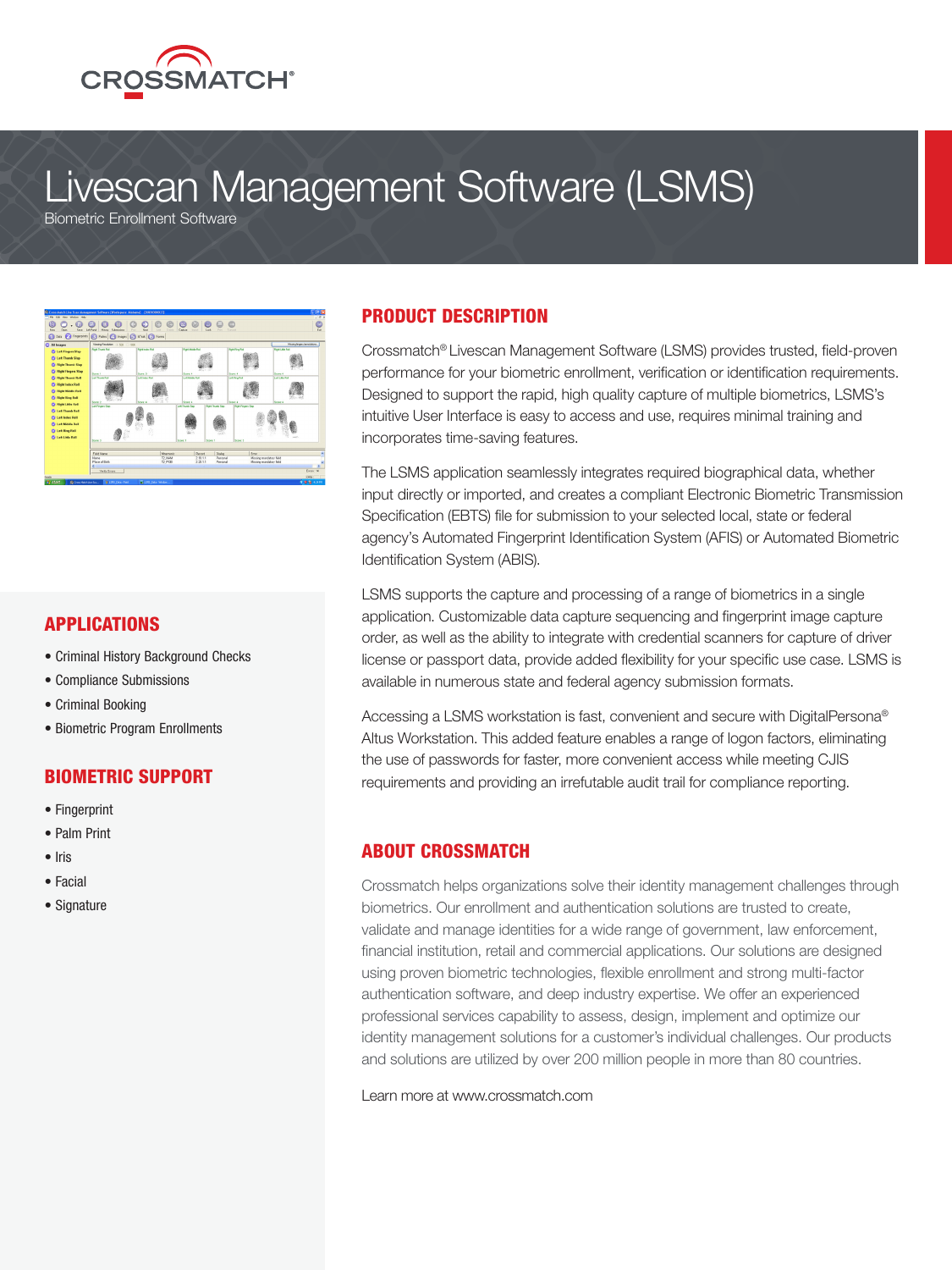CROSSMATCH®

# Livescan Management Software (LSMS)

Biometric Enrollment Software

## PRODUCT DESCRIPTION

Crossmatch® Livescan Management Software (LSMS) provides trusted, field-proven performance for your biometric enrollment, verification or identification requirements. Designed to support the rapid, high quality capture of multiple biometrics, LSMS's intuitive User Interface is easy to access and use, requires minimal training and incorporates time-saving features.

The LSMS application seamlessly integrates required biographical data, whether input directly or imported, and creates a compliant Electronic Biometric Transmission Specification (EBTS) file for submission to your selected local, state or federal agency's Automated Fingerprint Identification System (AFIS) or Automated Biometric Identification System (ABIS).

LSMS supports the capture and processing of a range of biometrics in a single application. Customizable data capture sequencing and fingerprint image capture order, as well as the ability to integrate with credential scanners for capture of driver license or passport data, provide added flexibility for your specific use case. LSMS is available in numerous state and federal agency submission formats.

Accessing a LSMS workstation is fast, convenient and secure with DigitalPersona® Altus Workstation. This added feature enables a range of logon factors, eliminating the use of passwords for faster, more convenient access while meeting CJIS requirements and providing an irrefutable audit trail for compliance reporting.

## APPLICATIONS

- Criminal History Background Checks
- Compliance Submissions
- Criminal Booking
- Biometric Program Enrollments

## BIOMETRIC SUPPORT

- Fingerprint
- Palm Print
- Iris
- Facial
- Signature

## ABOUT CROSSMATCH

Crossmatch helps organizations solve their identity management challenges through biometrics. Our enrollment and authentication solutions are trusted to create, validate and manage identities for a wide range of government, law enforcement, financial institution, retail and commercial applications. Our solutions are designed using proven biometric technologies, flexible enrollment and strong multi-factor authentication software, and deep industry expertise. We offer an experienced professional services capability to assess, design, implement and optimize our identity management solutions for a customer's individual challenges. Our products and solutions are utilized by over 200 million people in more than 80 countries.

Learn more at www.crossmatch.com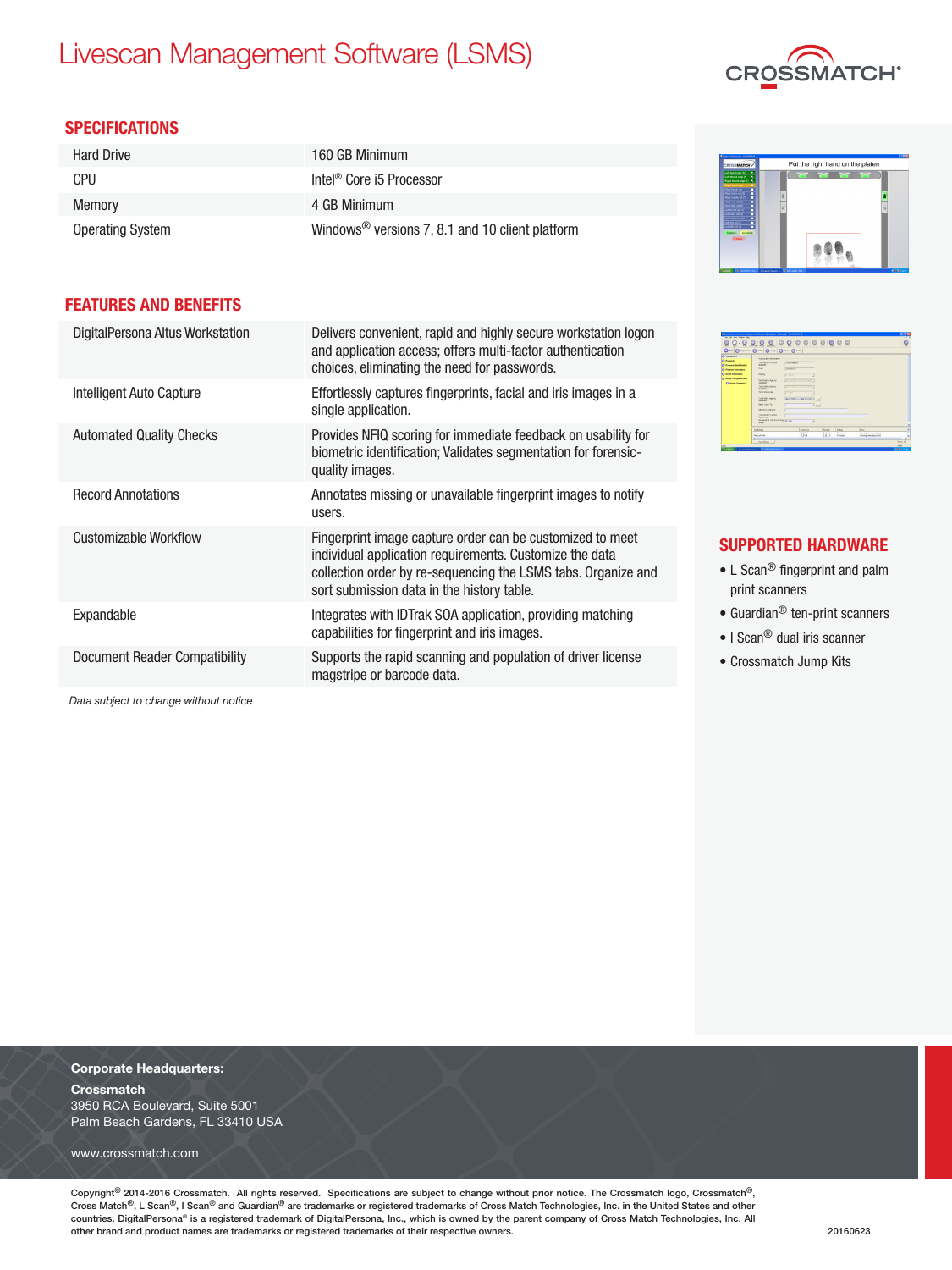# Livescan Management Software (LSMS)

## SPECIFICATIONS

| | |
|---|---|
| Hard Drive | 160 GB Minimum |
| CPU | Intel® Core i5 Processor |
| Memory | 4 GB Minimum |
| Operating System | Windows® versions 7, 8.1 and 10 client platform |

## FEATURES AND BENEFITS

| | |
|---|---|
| DigitalPersona Altus Workstation | Delivers convenient, rapid and highly secure workstation logon and application access; offers multi-factor authentication choices, eliminating the need for passwords. |
| Intelligent Auto Capture | Effortlessly captures fingerprints, facial and iris images in a single application. |
| Automated Quality Checks | Provides NFIQ scoring for immediate feedback on usability for biometric identification; Validates segmentation for forensic-quality images. |
| Record Annotations | Annotates missing or unavailable fingerprint images to notify users. |
| Customizable Workflow | Fingerprint image capture order can be customized to meet individual application requirements. Customize the data collection order by re-sequencing the LSMS tabs. Organize and sort submission data in the history table. |
| Expandable | Integrates with IDTrak SOA application, providing matching capabilities for fingerprint and iris images. |
| Document Reader Compatibility | Supports the rapid scanning and population of driver license magstripe or barcode data. |

*Data subject to change without notice*

## SUPPORTED HARDWARE

- L Scan® fingerprint and palm print scanners
- Guardian® ten-print scanners
- I Scan® dual iris scanner
- Crossmatch Jump Kits

**Corporate Headquarters:**

**Crossmatch**
3950 RCA Boulevard, Suite 5001
Palm Beach Gardens, FL 33410 USA

www.crossmatch.com

Copyright© 2014-2016 Crossmatch. All rights reserved. Specifications are subject to change without prior notice. The Crossmatch logo, Crossmatch®, Cross Match®, L Scan®, I Scan® and Guardian® are trademarks or registered trademarks of Cross Match Technologies, Inc. in the United States and other countries. DigitalPersona® is a registered trademark of DigitalPersona, Inc., which is owned by the parent company of Cross Match Technologies, Inc. All other brand and product names are trademarks or registered trademarks of their respective owners.

20160623